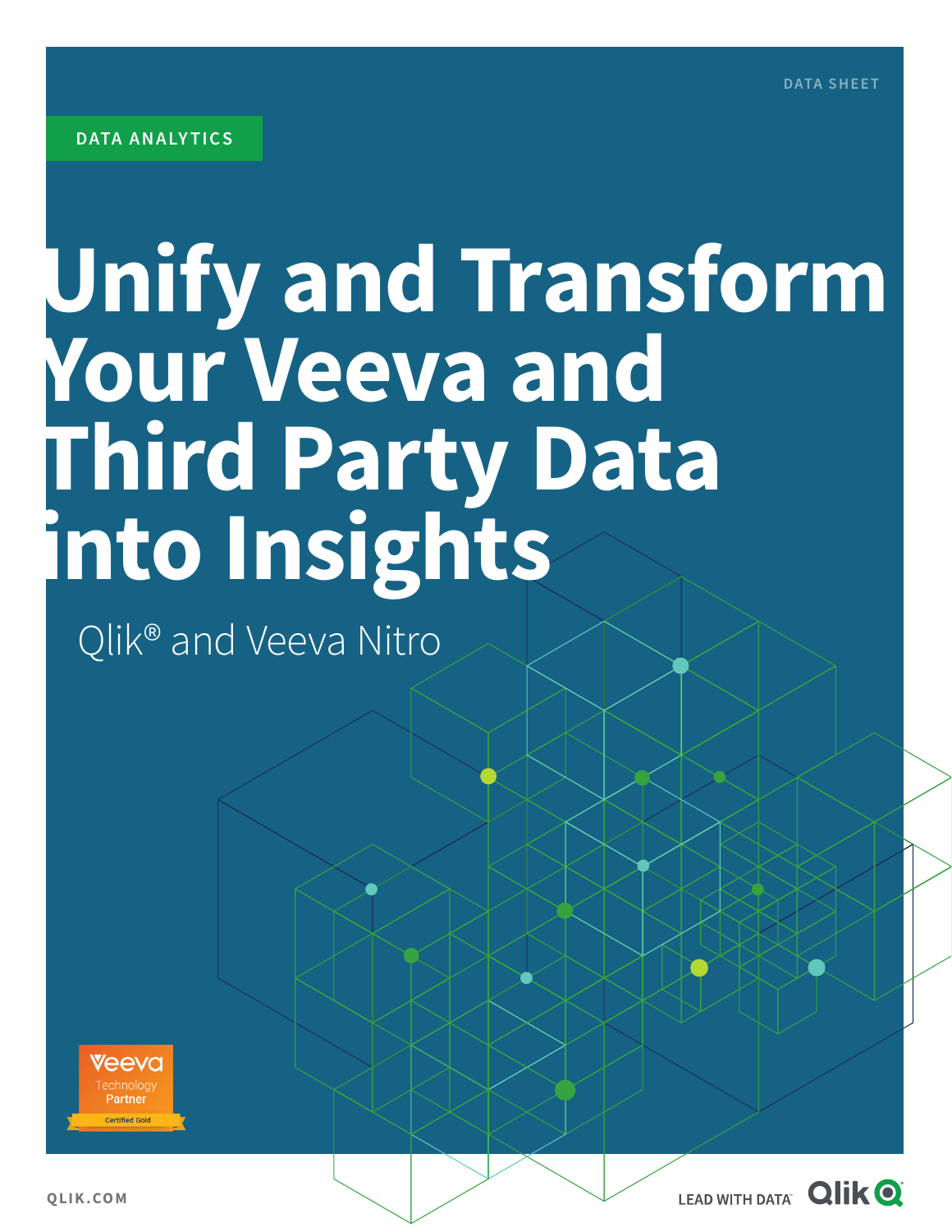DATA SHEET

DATA ANALYTICS

# Unify and Transform Your Veeva and Third Party Data into Insights

Qlik® and Veeva Nitro

Veeva Technology Partner Certified Gold

QLIK.COM

LEAD WITH DATA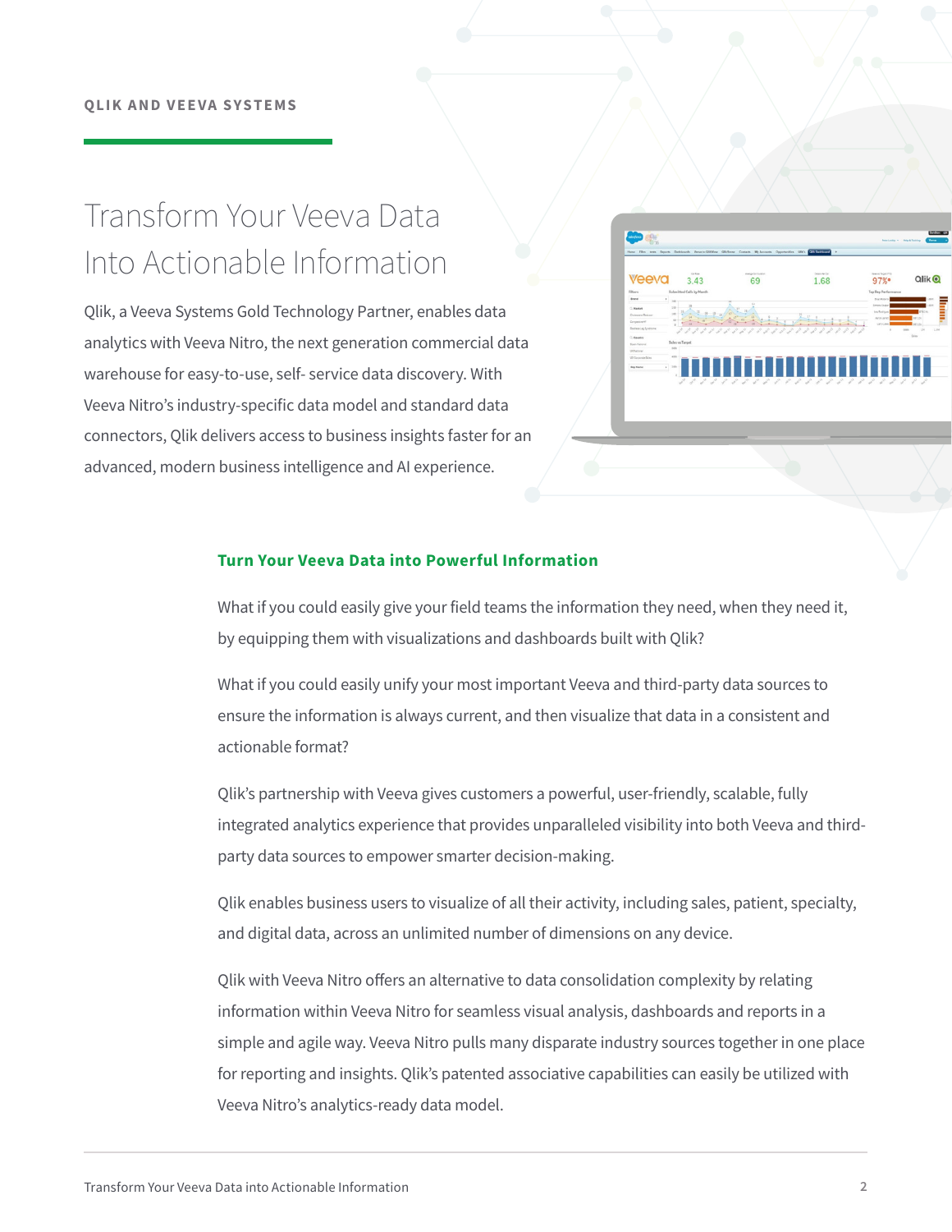QLIK AND VEEVA SYSTEMS

# Transform Your Veeva Data Into Actionable Information

Qlik, a Veeva Systems Gold Technology Partner, enables data analytics with Veeva Nitro, the next generation commercial data warehouse for easy-to-use, self- service data discovery. With Veeva Nitro's industry-specific data model and standard data connectors, Qlik delivers access to business insights faster for an advanced, modern business intelligence and AI experience.

## Turn Your Veeva Data into Powerful Information

What if you could easily give your field teams the information they need, when they need it, by equipping them with visualizations and dashboards built with Qlik?

What if you could easily unify your most important Veeva and third-party data sources to ensure the information is always current, and then visualize that data in a consistent and actionable format?

Qlik's partnership with Veeva gives customers a powerful, user-friendly, scalable, fully integrated analytics experience that provides unparalleled visibility into both Veeva and third-party data sources to empower smarter decision-making.

Qlik enables business users to visualize of all their activity, including sales, patient, specialty, and digital data, across an unlimited number of dimensions on any device.

Qlik with Veeva Nitro offers an alternative to data consolidation complexity by relating information within Veeva Nitro for seamless visual analysis, dashboards and reports in a simple and agile way. Veeva Nitro pulls many disparate industry sources together in one place for reporting and insights. Qlik's patented associative capabilities can easily be utilized with Veeva Nitro's analytics-ready data model.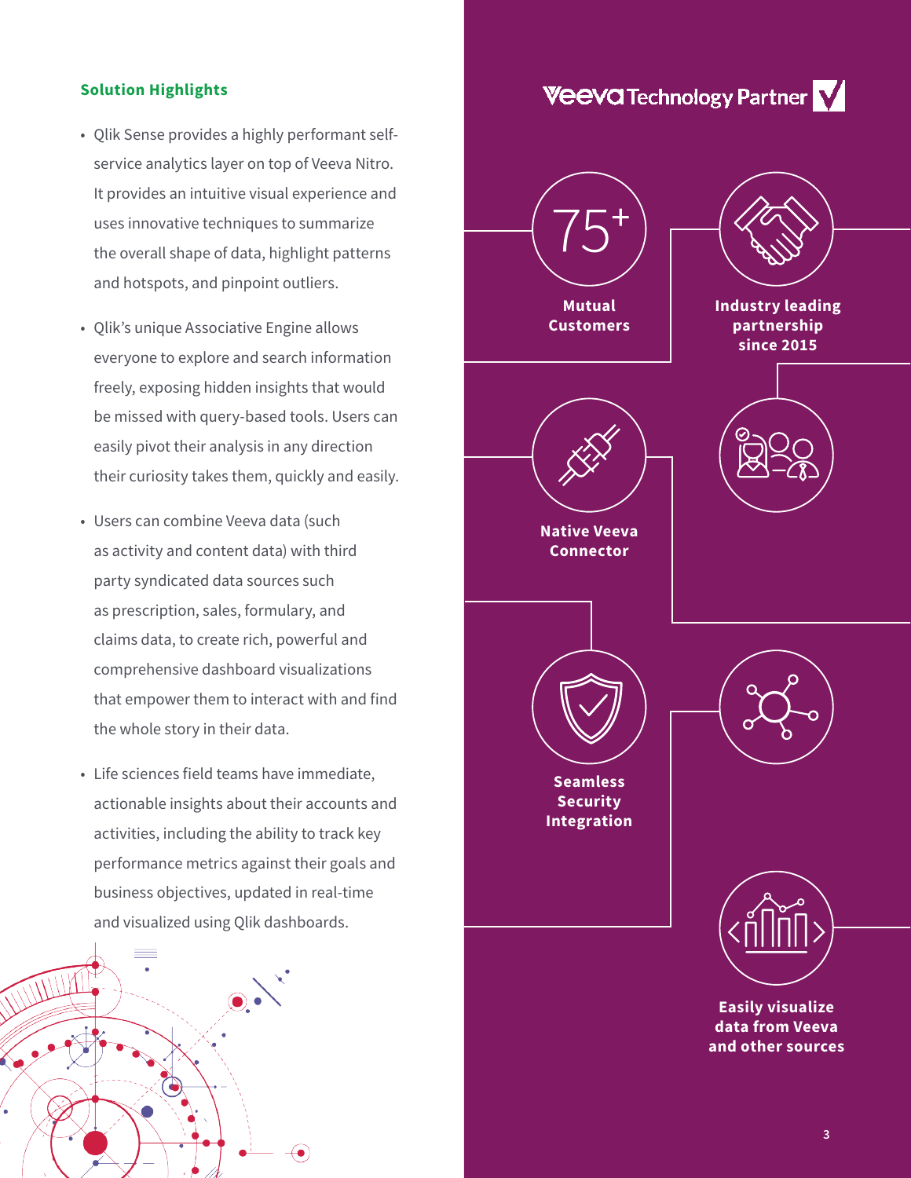## Solution Highlights

- Qlik Sense provides a highly performant self-service analytics layer on top of Veeva Nitro. It provides an intuitive visual experience and uses innovative techniques to summarize the overall shape of data, highlight patterns and hotspots, and pinpoint outliers.
- Qlik's unique Associative Engine allows everyone to explore and search information freely, exposing hidden insights that would be missed with query-based tools. Users can easily pivot their analysis in any direction their curiosity takes them, quickly and easily.
- Users can combine Veeva data (such as activity and content data) with third party syndicated data sources such as prescription, sales, formulary, and claims data, to create rich, powerful and comprehensive dashboard visualizations that empower them to interact with and find the whole story in their data.
- Life sciences field teams have immediate, actionable insights about their accounts and activities, including the ability to track key performance metrics against their goals and business objectives, updated in real-time and visualized using Qlik dashboards.

**Veeva Technology Partner**

**75+**

**Mutual Customers**

**Industry leading partnership since 2015**

**Native Veeva Connector**

**Seamless Security Integration**

**Easily visualize data from Veeva and other sources**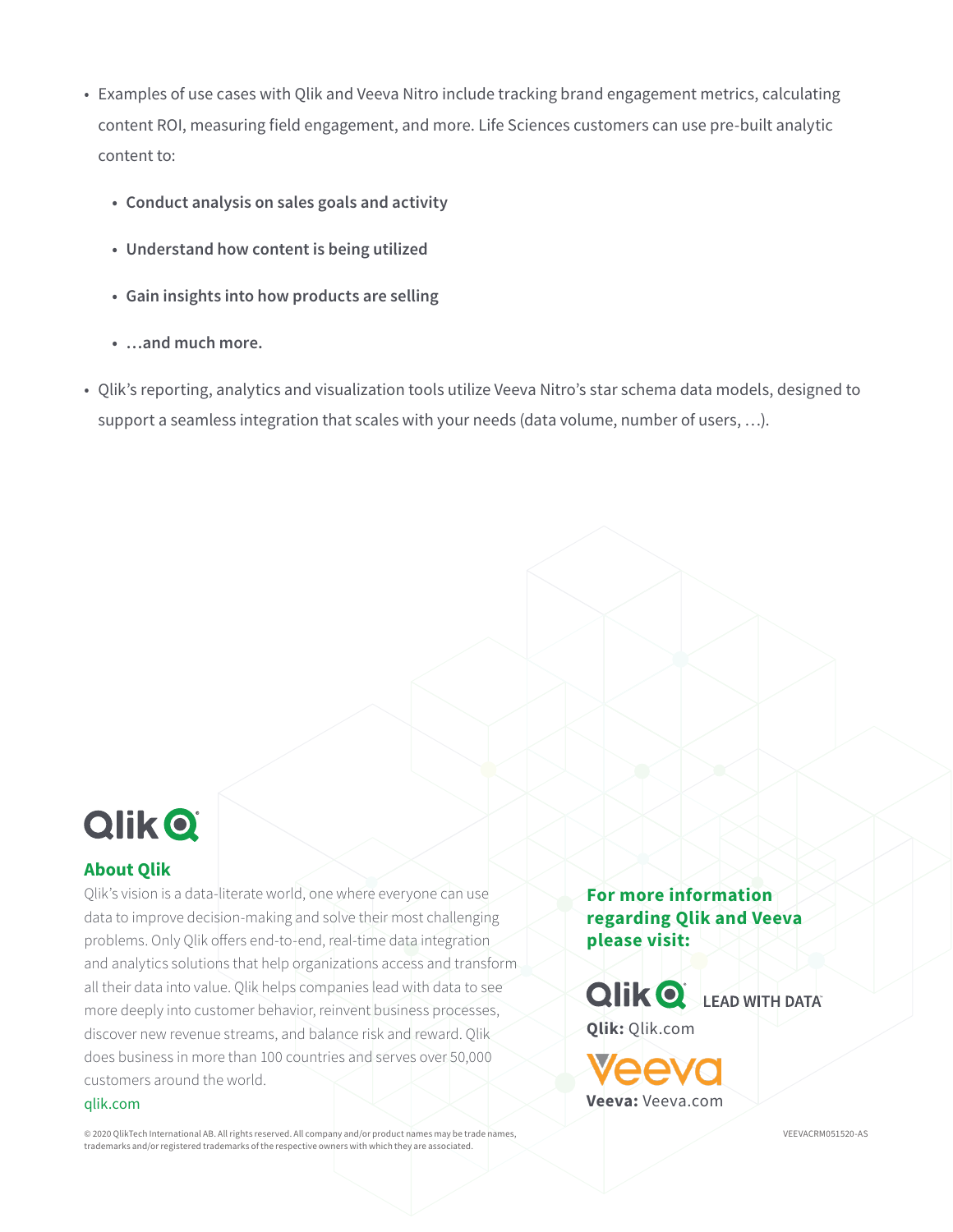- Examples of use cases with Qlik and Veeva Nitro include tracking brand engagement metrics, calculating content ROI, measuring field engagement, and more. Life Sciences customers can use pre-built analytic content to:
  - **Conduct analysis on sales goals and activity**
  - **Understand how content is being utilized**
  - **Gain insights into how products are selling**
  - **…and much more.**
- Qlik's reporting, analytics and visualization tools utilize Veeva Nitro's star schema data models, designed to support a seamless integration that scales with your needs (data volume, number of users, …).

## About Qlik

Qlik's vision is a data-literate world, one where everyone can use data to improve decision-making and solve their most challenging problems. Only Qlik offers end-to-end, real-time data integration and analytics solutions that help organizations access and transform all their data into value. Qlik helps companies lead with data to see more deeply into customer behavior, reinvent business processes, discover new revenue streams, and balance risk and reward. Qlik does business in more than 100 countries and serves over 50,000 customers around the world.

qlik.com

**For more information regarding Qlik and Veeva please visit:**

Qlik LEAD WITH DATA

**Qlik:** Qlik.com

**Veeva:** Veeva.com

© 2020 QlikTech International AB. All rights reserved. All company and/or product names may be trade names, trademarks and/or registered trademarks of the respective owners with which they are associated.

VEEVACRM051520-AS